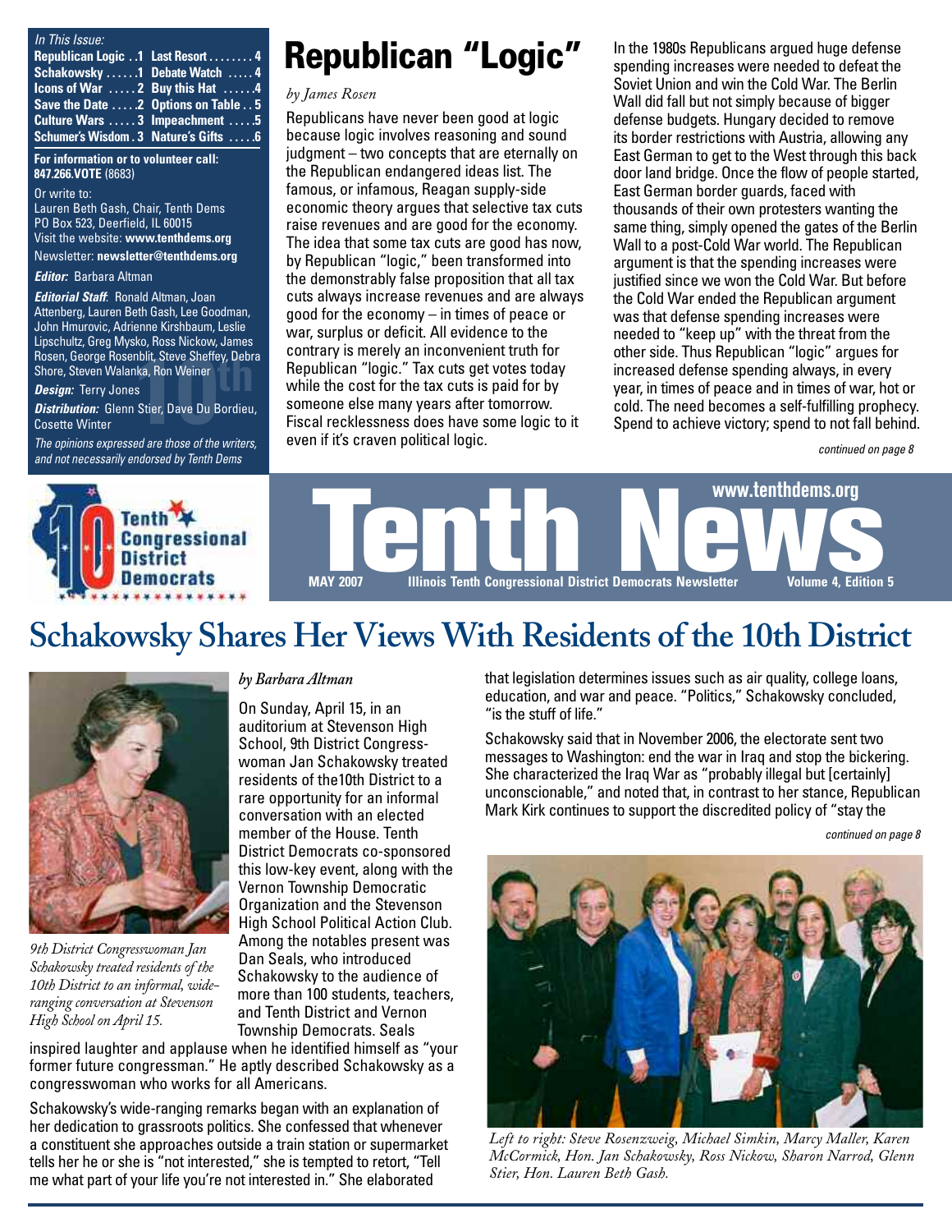*In This Issue:*

| | | | |
|---|---|---|---|
| Republican Logic | 1 | Last Resort | 4 |
| Schakowsky | 1 | Debate Watch | 4 |
| Icons of War | 2 | Buy this Hat | 4 |
| Save the Date | 2 | Options on Table | 5 |
| Culture Wars | 3 | Impeachment | 5 |
| Schumer's Wisdom | 3 | Nature's Gifts | 6 |

**For information or to volunteer call: 847.266.VOTE** (8683)

Or write to:
Lauren Beth Gash, Chair, Tenth Dems
PO Box 523, Deerfield, IL 60015
Visit the website: **www.tenthdems.org**
Newsletter: **newsletter@tenthdems.org**

***Editor:*** Barbara Altman

***Editorial Staff:*** Ronald Altman, Joan Attenberg, Lauren Beth Gash, Lee Goodman, John Hmurovic, Adrienne Kirshbaum, Leslie Lipschultz, Greg Mysko, Ross Nickow, James Rosen, George Rosenblit, Steve Sheffey, Debra Shore, Steven Walanka, Ron Weiner

***Design:*** Terry Jones

***Distribution:*** Glenn Stier, Dave Du Bordieu, Cosette Winter

*The opinions expressed are those of the writers, and not necessarily endorsed by Tenth Dems*

# Republican "Logic"

*by James Rosen*

Republicans have never been good at logic because logic involves reasoning and sound judgment – two concepts that are eternally on the Republican endangered ideas list. The famous, or infamous, Reagan supply-side economic theory argues that selective tax cuts raise revenues and are good for the economy. The idea that some tax cuts are good has now, by Republican "logic," been transformed into the demonstrably false proposition that all tax cuts always increase revenues and are always good for the economy – in times of peace or war, surplus or deficit. All evidence to the contrary is merely an inconvenient truth for Republican "logic." Tax cuts get votes today while the cost for the tax cuts is paid for by someone else many years after tomorrow. Fiscal recklessness does have some logic to it even if it's craven political logic.

In the 1980s Republicans argued huge defense spending increases were needed to defeat the Soviet Union and win the Cold War. The Berlin Wall did fall but not simply because of bigger defense budgets. Hungary decided to remove its border restrictions with Austria, allowing any East German to get to the West through this back door land bridge. Once the flow of people started, East German border guards, faced with thousands of their own protesters wanting the same thing, simply opened the gates of the Berlin Wall to a post-Cold War world. The Republican argument is that the spending increases were justified since we won the Cold War. But before the Cold War ended the Republican argument was that defense spending increases were needed to "keep up" with the threat from the other side. Thus Republican "logic" argues for increased defense spending always, in every year, in times of peace and in times of war, hot or cold. The need becomes a self-fulfilling prophecy. Spend to achieve victory; spend to not fall behind.

*continued on page 8*

**Tenth Congressional District Democrats**

# Tenth News

**www.tenthdems.org**

**MAY 2007** — **Illinois Tenth Congressional District Democrats Newsletter** — **Volume 4, Edition 5**

# Schakowsky Shares Her Views With Residents of the 10th District

*9th District Congresswoman Jan Schakowsky treated residents of the 10th District to an informal, wide-ranging conversation at Stevenson High School on April 15.*

*by Barbara Altman*

On Sunday, April 15, in an auditorium at Stevenson High School, 9th District Congresswoman Jan Schakowsky treated residents of the10th District to a rare opportunity for an informal conversation with an elected member of the House. Tenth District Democrats co-sponsored this low-key event, along with the Vernon Township Democratic Organization and the Stevenson High School Political Action Club. Among the notables present was Dan Seals, who introduced Schakowsky to the audience of more than 100 students, teachers, and Tenth District and Vernon Township Democrats. Seals inspired laughter and applause when he identified himself as "your former future congressman." He aptly described Schakowsky as a congresswoman who works for all Americans.

Schakowsky's wide-ranging remarks began with an explanation of her dedication to grassroots politics. She confessed that whenever a constituent she approaches outside a train station or supermarket tells her he or she is "not interested," she is tempted to retort, "Tell me what part of your life you're not interested in." She elaborated that legislation determines issues such as air quality, college loans, education, and war and peace. "Politics," Schakowsky concluded, "is the stuff of life."

Schakowsky said that in November 2006, the electorate sent two messages to Washington: end the war in Iraq and stop the bickering. She characterized the Iraq War as "probably illegal but [certainly] unconscionable," and noted that, in contrast to her stance, Republican Mark Kirk continues to support the discredited policy of "stay the

*continued on page 8*

*Left to right: Steve Rosenzweig, Michael Simkin, Marcy Maller, Karen McCormick, Hon. Jan Schakowsky, Ross Nickow, Sharon Narrod, Glenn Stier, Hon. Lauren Beth Gash.*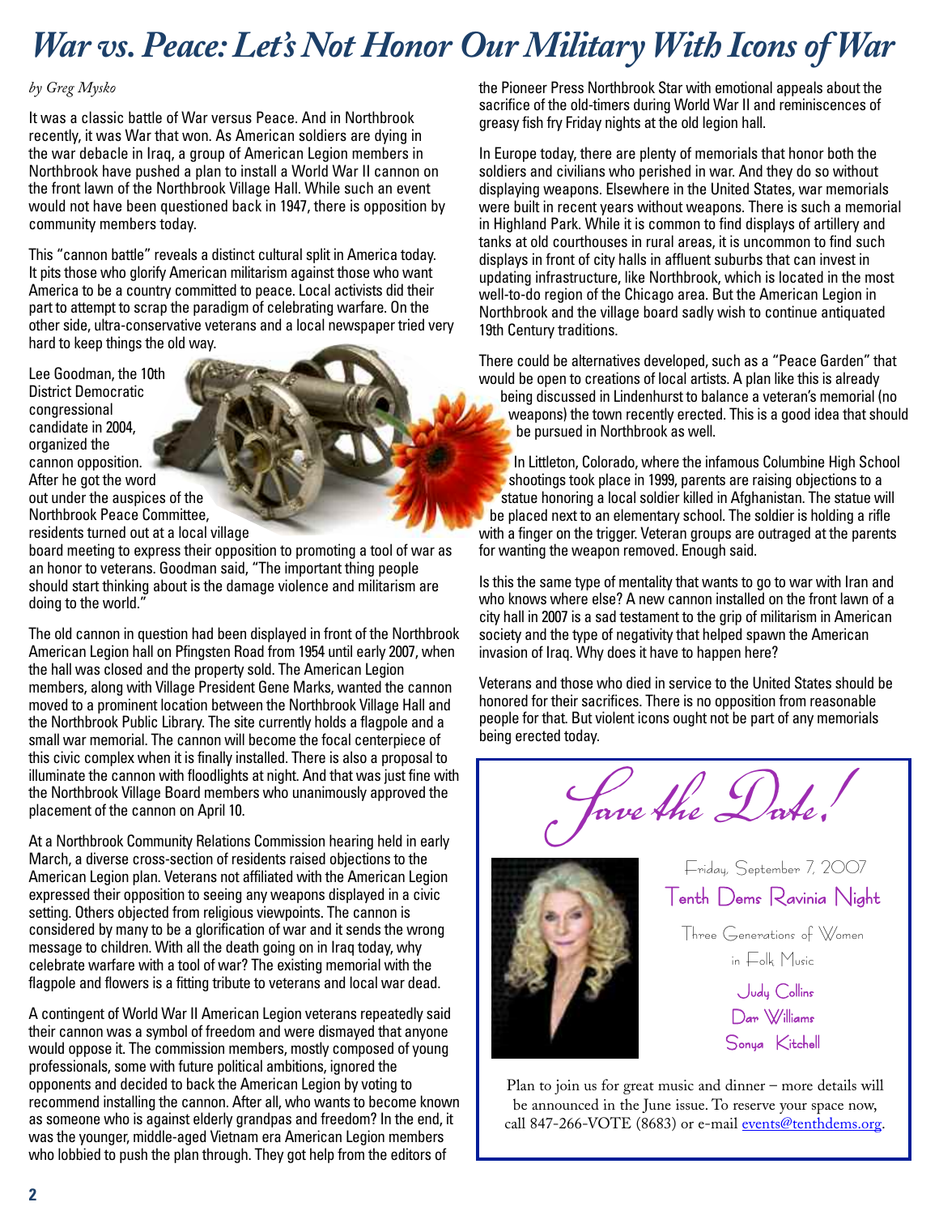# War vs. Peace: Let's Not Honor Our Military With Icons of War

*by Greg Mysko*

It was a classic battle of War versus Peace. And in Northbrook recently, it was War that won. As American soldiers are dying in the war debacle in Iraq, a group of American Legion members in Northbrook have pushed a plan to install a World War II cannon on the front lawn of the Northbrook Village Hall. While such an event would not have been questioned back in 1947, there is opposition by community members today.

This "cannon battle" reveals a distinct cultural split in America today. It pits those who glorify American militarism against those who want America to be a country committed to peace. Local activists did their part to attempt to scrap the paradigm of celebrating warfare. On the other side, ultra-conservative veterans and a local newspaper tried very hard to keep things the old way.

Lee Goodman, the 10th District Democratic congressional candidate in 2004, organized the cannon opposition. After he got the word out under the auspices of the Northbrook Peace Committee, residents turned out at a local village board meeting to express their opposition to promoting a tool of war as an honor to veterans. Goodman said, "The important thing people should start thinking about is the damage violence and militarism are doing to the world."

The old cannon in question had been displayed in front of the Northbrook American Legion hall on Pfingsten Road from 1954 until early 2007, when the hall was closed and the property sold. The American Legion members, along with Village President Gene Marks, wanted the cannon moved to a prominent location between the Northbrook Village Hall and the Northbrook Public Library. The site currently holds a flagpole and a small war memorial. The cannon will become the focal centerpiece of this civic complex when it is finally installed. There is also a proposal to illuminate the cannon with floodlights at night. And that was just fine with the Northbrook Village Board members who unanimously approved the placement of the cannon on April 10.

At a Northbrook Community Relations Commission hearing held in early March, a diverse cross-section of residents raised objections to the American Legion plan. Veterans not affiliated with the American Legion expressed their opposition to seeing any weapons displayed in a civic setting. Others objected from religious viewpoints. The cannon is considered by many to be a glorification of war and it sends the wrong message to children. With all the death going on in Iraq today, why celebrate warfare with a tool of war? The existing memorial with the flagpole and flowers is a fitting tribute to veterans and local war dead.

A contingent of World War II American Legion veterans repeatedly said their cannon was a symbol of freedom and were dismayed that anyone would oppose it. The commission members, mostly composed of young professionals, some with future political ambitions, ignored the opponents and decided to back the American Legion by voting to recommend installing the cannon. After all, who wants to become known as someone who is against elderly grandpas and freedom? In the end, it was the younger, middle-aged Vietnam era American Legion members who lobbied to push the plan through. They got help from the editors of the Pioneer Press Northbrook Star with emotional appeals about the sacrifice of the old-timers during World War II and reminiscences of greasy fish fry Friday nights at the old legion hall.

In Europe today, there are plenty of memorials that honor both the soldiers and civilians who perished in war. And they do so without displaying weapons. Elsewhere in the United States, war memorials were built in recent years without weapons. There is such a memorial in Highland Park. While it is common to find displays of artillery and tanks at old courthouses in rural areas, it is uncommon to find such displays in front of city halls in affluent suburbs that can invest in updating infrastructure, like Northbrook, which is located in the most well-to-do region of the Chicago area. But the American Legion in Northbrook and the village board sadly wish to continue antiquated 19th Century traditions.

There could be alternatives developed, such as a "Peace Garden" that would be open to creations of local artists. A plan like this is already being discussed in Lindenhurst to balance a veteran's memorial (no weapons) the town recently erected. This is a good idea that should be pursued in Northbrook as well.

In Littleton, Colorado, where the infamous Columbine High School shootings took place in 1999, parents are raising objections to a statue honoring a local soldier killed in Afghanistan. The statue will be placed next to an elementary school. The soldier is holding a rifle with a finger on the trigger. Veteran groups are outraged at the parents for wanting the weapon removed. Enough said.

Is this the same type of mentality that wants to go to war with Iran and who knows where else? A new cannon installed on the front lawn of a city hall in 2007 is a sad testament to the grip of militarism in American society and the type of negativity that helped spawn the American invasion of Iraq. Why does it have to happen here?

Veterans and those who died in service to the United States should be honored for their sacrifices. There is no opposition from reasonable people for that. But violent icons ought not be part of any memorials being erected today.

---

## *Save the Date!*

Friday, September 7, 2007

**Tenth Dems Ravinia Night**

Three Generations of Women in Folk Music

Judy Collins
Dar Williams
Sonya Kitchell

Plan to join us for great music and dinner – more details will be announced in the June issue. To reserve your space now, call 847-266-VOTE (8683) or e-mail events@tenthdems.org.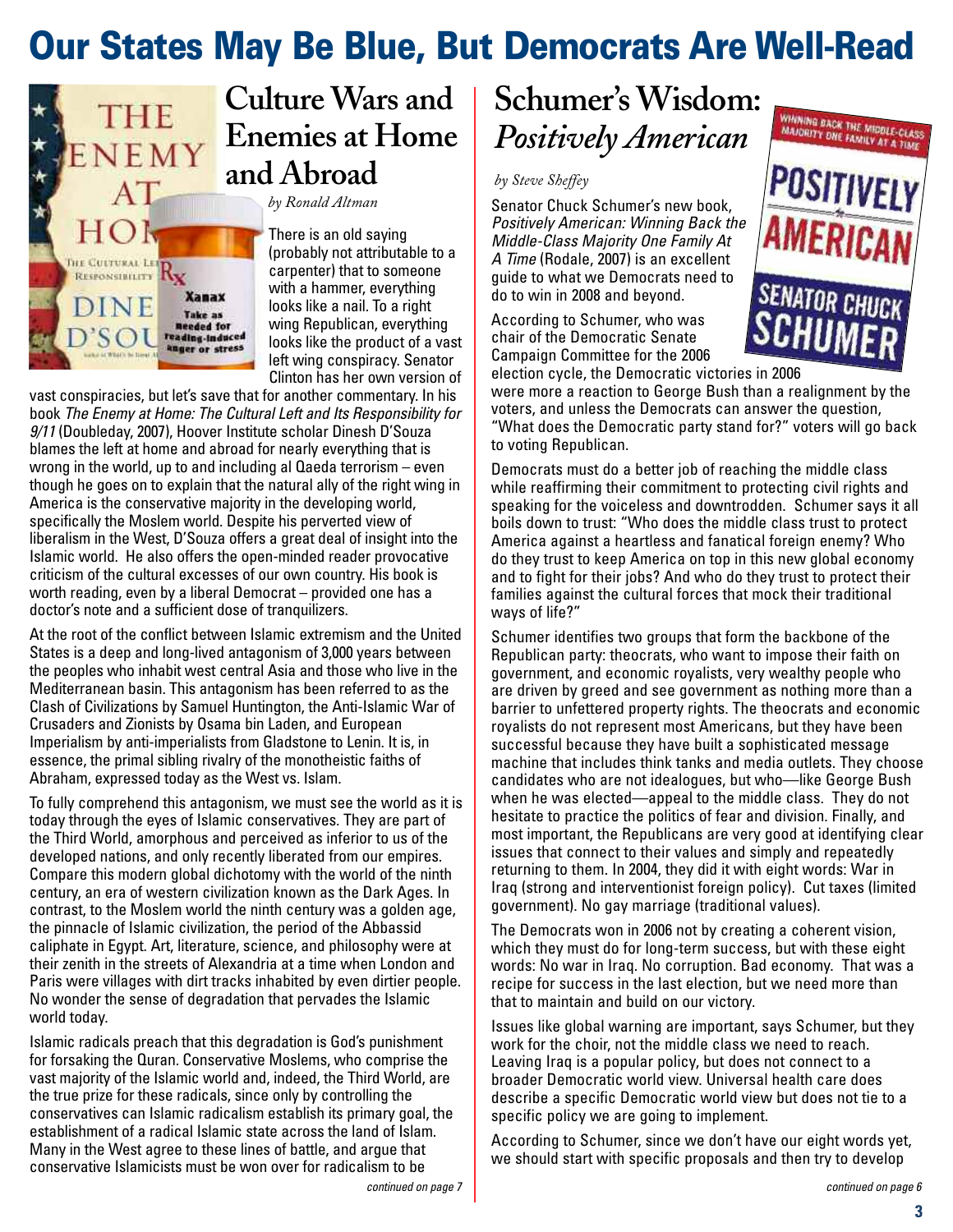# Our States May Be Blue, But Democrats Are Well-Read

## Culture Wars and Enemies at Home and Abroad

*by Ronald Altman*

There is an old saying (probably not attributable to a carpenter) that to someone with a hammer, everything looks like a nail. To a right wing Republican, everything looks like the product of a vast left wing conspiracy. Senator Clinton has her own version of vast conspiracies, but let's save that for another commentary. In his book *The Enemy at Home: The Cultural Left and Its Responsibility for 9/11* (Doubleday, 2007), Hoover Institute scholar Dinesh D'Souza blames the left at home and abroad for nearly everything that is wrong in the world, up to and including al Qaeda terrorism – even though he goes on to explain that the natural ally of the right wing in America is the conservative majority in the developing world, specifically the Moslem world. Despite his perverted view of liberalism in the West, D'Souza offers a great deal of insight into the Islamic world. He also offers the open-minded reader provocative criticism of the cultural excesses of our own country. His book is worth reading, even by a liberal Democrat – provided one has a doctor's note and a sufficient dose of tranquilizers.

At the root of the conflict between Islamic extremism and the United States is a deep and long-lived antagonism of 3,000 years between the peoples who inhabit west central Asia and those who live in the Mediterranean basin. This antagonism has been referred to as the Clash of Civilizations by Samuel Huntington, the Anti-Islamic War of Crusaders and Zionists by Osama bin Laden, and European Imperialism by anti-imperialists from Gladstone to Lenin. It is, in essence, the primal sibling rivalry of the monotheistic faiths of Abraham, expressed today as the West vs. Islam.

To fully comprehend this antagonism, we must see the world as it is today through the eyes of Islamic conservatives. They are part of the Third World, amorphous and perceived as inferior to us of the developed nations, and only recently liberated from our empires. Compare this modern global dichotomy with the world of the ninth century, an era of western civilization known as the Dark Ages. In contrast, to the Moslem world the ninth century was a golden age, the pinnacle of Islamic civilization, the period of the Abbassid caliphate in Egypt. Art, literature, science, and philosophy were at their zenith in the streets of Alexandria at a time when London and Paris were villages with dirt tracks inhabited by even dirtier people. No wonder the sense of degradation that pervades the Islamic world today.

Islamic radicals preach that this degradation is God's punishment for forsaking the Quran. Conservative Moslems, who comprise the vast majority of the Islamic world and, indeed, the Third World, are the true prize for these radicals, since only by controlling the conservatives can Islamic radicalism establish its primary goal, the establishment of a radical Islamic state across the land of Islam. Many in the West agree to these lines of battle, and argue that conservative Islamicists must be won over for radicalism to be

*continued on page 7*

## Schumer's Wisdom: *Positively American*

*by Steve Sheffey*

Senator Chuck Schumer's new book, *Positively American: Winning Back the Middle-Class Majority One Family At A Time* (Rodale, 2007) is an excellent guide to what we Democrats need to do to win in 2008 and beyond.

According to Schumer, who was chair of the Democratic Senate Campaign Committee for the 2006 election cycle, the Democratic victories in 2006 were more a reaction to George Bush than a realignment by the voters, and unless the Democrats can answer the question, "What does the Democratic party stand for?" voters will go back to voting Republican.

Democrats must do a better job of reaching the middle class while reaffirming their commitment to protecting civil rights and speaking for the voiceless and downtrodden. Schumer says it all boils down to trust: "Who does the middle class trust to protect America against a heartless and fanatical foreign enemy? Who do they trust to keep America on top in this new global economy and to fight for their jobs? And who do they trust to protect their families against the cultural forces that mock their traditional ways of life?"

Schumer identifies two groups that form the backbone of the Republican party: theocrats, who want to impose their faith on government, and economic royalists, very wealthy people who are driven by greed and see government as nothing more than a barrier to unfettered property rights. The theocrats and economic royalists do not represent most Americans, but they have been successful because they have built a sophisticated message machine that includes think tanks and media outlets. They choose candidates who are not idealogues, but who—like George Bush when he was elected—appeal to the middle class. They do not hesitate to practice the politics of fear and division. Finally, and most important, the Republicans are very good at identifying clear issues that connect to their values and simply and repeatedly returning to them. In 2004, they did it with eight words: War in Iraq (strong and interventionist foreign policy). Cut taxes (limited government). No gay marriage (traditional values).

The Democrats won in 2006 not by creating a coherent vision, which they must do for long-term success, but with these eight words: No war in Iraq. No corruption. Bad economy. That was a recipe for success in the last election, but we need more than that to maintain and build on our victory.

Issues like global warning are important, says Schumer, but they work for the choir, not the middle class we need to reach. Leaving Iraq is a popular policy, but does not connect to a broader Democratic world view. Universal health care does describe a specific Democratic world view but does not tie to a specific policy we are going to implement.

According to Schumer, since we don't have our eight words yet, we should start with specific proposals and then try to develop

*continued on page 6*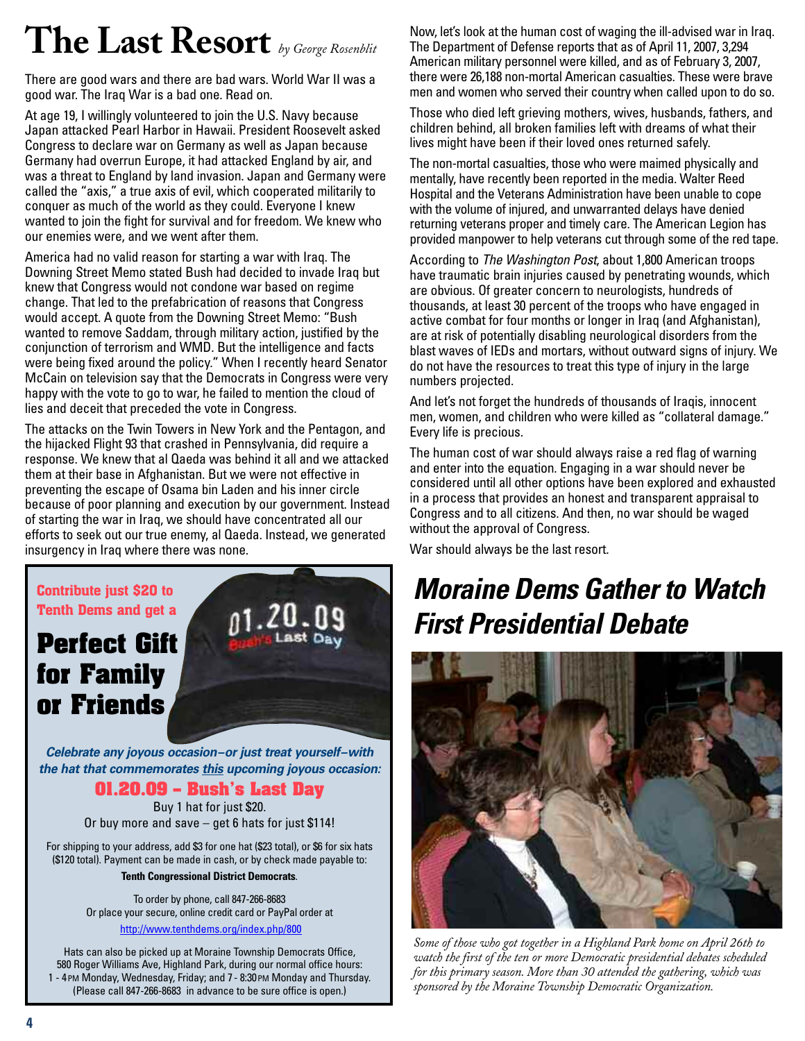# The Last Resort *by George Rosenblit*

There are good wars and there are bad wars. World War II was a good war. The Iraq War is a bad one. Read on.

At age 19, I willingly volunteered to join the U.S. Navy because Japan attacked Pearl Harbor in Hawaii. President Roosevelt asked Congress to declare war on Germany as well as Japan because Germany had overrun Europe, it had attacked England by air, and was a threat to England by land invasion. Japan and Germany were called the "axis," a true axis of evil, which cooperated militarily to conquer as much of the world as they could. Everyone I knew wanted to join the fight for survival and for freedom. We knew who our enemies were, and we went after them.

America had no valid reason for starting a war with Iraq. The Downing Street Memo stated Bush had decided to invade Iraq but knew that Congress would not condone war based on regime change. That led to the prefabrication of reasons that Congress would accept. A quote from the Downing Street Memo: "Bush wanted to remove Saddam, through military action, justified by the conjunction of terrorism and WMD. But the intelligence and facts were being fixed around the policy." When I recently heard Senator McCain on television say that the Democrats in Congress were very happy with the vote to go to war, he failed to mention the cloud of lies and deceit that preceded the vote in Congress.

The attacks on the Twin Towers in New York and the Pentagon, and the hijacked Flight 93 that crashed in Pennsylvania, did require a response. We knew that al Qaeda was behind it all and we attacked them at their base in Afghanistan. But we were not effective in preventing the escape of Osama bin Laden and his inner circle because of poor planning and execution by our government. Instead of starting the war in Iraq, we should have concentrated all our efforts to seek out our true enemy, al Qaeda. Instead, we generated insurgency in Iraq where there was none.

Now, let's look at the human cost of waging the ill-advised war in Iraq. The Department of Defense reports that as of April 11, 2007, 3,294 American military personnel were killed, and as of February 3, 2007, there were 26,188 non-mortal American casualties. These were brave men and women who served their country when called upon to do so.

Those who died left grieving mothers, wives, husbands, fathers, and children behind, all broken families left with dreams of what their lives might have been if their loved ones returned safely.

The non-mortal casualties, those who were maimed physically and mentally, have recently been reported in the media. Walter Reed Hospital and the Veterans Administration have been unable to cope with the volume of injured, and unwarranted delays have denied returning veterans proper and timely care. The American Legion has provided manpower to help veterans cut through some of the red tape.

According to *The Washington Post*, about 1,800 American troops have traumatic brain injuries caused by penetrating wounds, which are obvious. Of greater concern to neurologists, hundreds of thousands, at least 30 percent of the troops who have engaged in active combat for four months or longer in Iraq (and Afghanistan), are at risk of potentially disabling neurological disorders from the blast waves of IEDs and mortars, without outward signs of injury. We do not have the resources to treat this type of injury in the large numbers projected.

And let's not forget the hundreds of thousands of Iraqis, innocent men, women, and children who were killed as "collateral damage." Every life is precious.

The human cost of war should always raise a red flag of warning and enter into the equation. Engaging in a war should never be considered until all other options have been explored and exhausted in a process that provides an honest and transparent appraisal to Congress and to all citizens. And then, no war should be waged without the approval of Congress.

War should always be the last resort.

---

**Contribute just $20 to Tenth Dems and get a**

## Perfect Gift for Family or Friends

01.20.09 Bush's Last Day

***Celebrate any joyous occasion–or just treat yourself–with the hat that commemorates this upcoming joyous occasion:***

### 01.20.09 – Bush's Last Day

Buy 1 hat for just $20.
Or buy more and save – get 6 hats for just $114!

For shipping to your address, add $3 for one hat ($23 total), or $6 for six hats ($120 total). Payment can be made in cash, or by check made payable to:

**Tenth Congressional District Democrats**.

To order by phone, call 847-266-8683
Or place your secure, online credit card or PayPal order at
http://www.tenthdems.org/index.php/800

Hats can also be picked up at Moraine Township Democrats Office, 580 Roger Williams Ave, Highland Park, during our normal office hours: 1 - 4 PM Monday, Wednesday, Friday; and 7 - 8:30 PM Monday and Thursday. (Please call 847-266-8683 in advance to be sure office is open.)

---

## *Moraine Dems Gather to Watch First Presidential Debate*

*Some of those who got together in a Highland Park home on April 26th to watch the first of the ten or more Democratic presidential debates scheduled for this primary season. More than 30 attended the gathering, which was sponsored by the Moraine Township Democratic Organization.*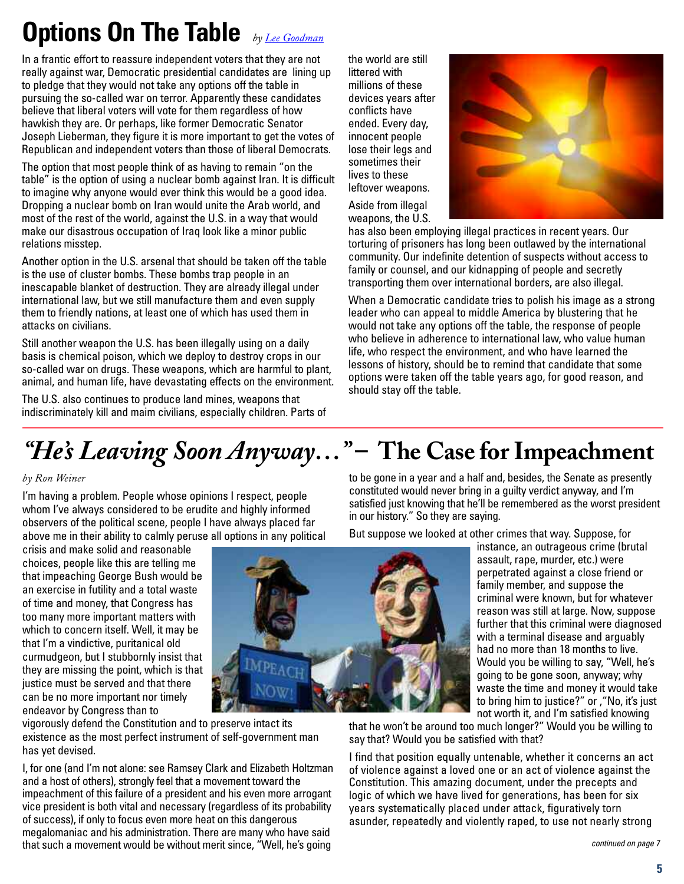# Options On The Table

*by Lee Goodman*

In a frantic effort to reassure independent voters that they are not really against war, Democratic presidential candidates are lining up to pledge that they would not take any options off the table in pursuing the so-called war on terror. Apparently these candidates believe that liberal voters will vote for them regardless of how hawkish they are. Or perhaps, like former Democratic Senator Joseph Lieberman, they figure it is more important to get the votes of Republican and independent voters than those of liberal Democrats.

The option that most people think of as having to remain "on the table" is the option of using a nuclear bomb against Iran. It is difficult to imagine why anyone would ever think this would be a good idea. Dropping a nuclear bomb on Iran would unite the Arab world, and most of the rest of the world, against the U.S. in a way that would make our disastrous occupation of Iraq look like a minor public relations misstep.

Another option in the U.S. arsenal that should be taken off the table is the use of cluster bombs. These bombs trap people in an inescapable blanket of destruction. They are already illegal under international law, but we still manufacture them and even supply them to friendly nations, at least one of which has used them in attacks on civilians.

Still another weapon the U.S. has been illegally using on a daily basis is chemical poison, which we deploy to destroy crops in our so-called war on drugs. These weapons, which are harmful to plant, animal, and human life, have devastating effects on the environment.

The U.S. also continues to produce land mines, weapons that indiscriminately kill and maim civilians, especially children. Parts of the world are still littered with millions of these devices years after conflicts have ended. Every day, innocent people lose their legs and sometimes their lives to these leftover weapons.

Aside from illegal weapons, the U.S. has also been employing illegal practices in recent years. Our torturing of prisoners has long been outlawed by the international community. Our indefinite detention of suspects without access to family or counsel, and our kidnapping of people and secretly transporting them over international borders, are also illegal.

When a Democratic candidate tries to polish his image as a strong leader who can appeal to middle America by blustering that he would not take any options off the table, the response of people who believe in adherence to international law, who value human life, who respect the environment, and who have learned the lessons of history, should be to remind that candidate that some options were taken off the table years ago, for good reason, and should stay off the table.

# *"He's Leaving Soon Anyway…"* – The Case for Impeachment

*by Ron Weiner*

I'm having a problem. People whose opinions I respect, people whom I've always considered to be erudite and highly informed observers of the political scene, people I have always placed far above me in their ability to calmly peruse all options in any political crisis and make solid and reasonable choices, people like this are telling me that impeaching George Bush would be an exercise in futility and a total waste of time and money, that Congress has too many more important matters with which to concern itself. Well, it may be that I'm a vindictive, puritanical old curmudgeon, but I stubbornly insist that they are missing the point, which is that justice must be served and that there can be no more important nor timely endeavor by Congress than to vigorously defend the Constitution and to preserve intact its existence as the most perfect instrument of self-government man has yet devised.

I, for one (and I'm not alone: see Ramsey Clark and Elizabeth Holtzman and a host of others), strongly feel that a movement toward the impeachment of this failure of a president and his even more arrogant vice president is both vital and necessary (regardless of its probability of success), if only to focus even more heat on this dangerous megalomaniac and his administration. There are many who have said that such a movement would be without merit since, "Well, he's going to be gone in a year and a half and, besides, the Senate as presently constituted would never bring in a guilty verdict anyway, and I'm satisfied just knowing that he'll be remembered as the worst president in our history." So they are saying.

But suppose we looked at other crimes that way. Suppose, for instance, an outrageous crime (brutal assault, rape, murder, etc.) were perpetrated against a close friend or family member, and suppose the criminal were known, but for whatever reason was still at large. Now, suppose further that this criminal were diagnosed with a terminal disease and arguably had no more than 18 months to live. Would you be willing to say, "Well, he's going to be gone soon, anyway; why waste the time and money it would take to bring him to justice?" or ,"No, it's just not worth it, and I'm satisfied knowing that he won't be around too much longer?" Would you be willing to say that? Would you be satisfied with that?

I find that position equally untenable, whether it concerns an act of violence against a loved one or an act of violence against the Constitution. This amazing document, under the precepts and logic of which we have lived for generations, has been for six years systematically placed under attack, figuratively torn asunder, repeatedly and violently raped, to use not nearly strong

*continued on page 7*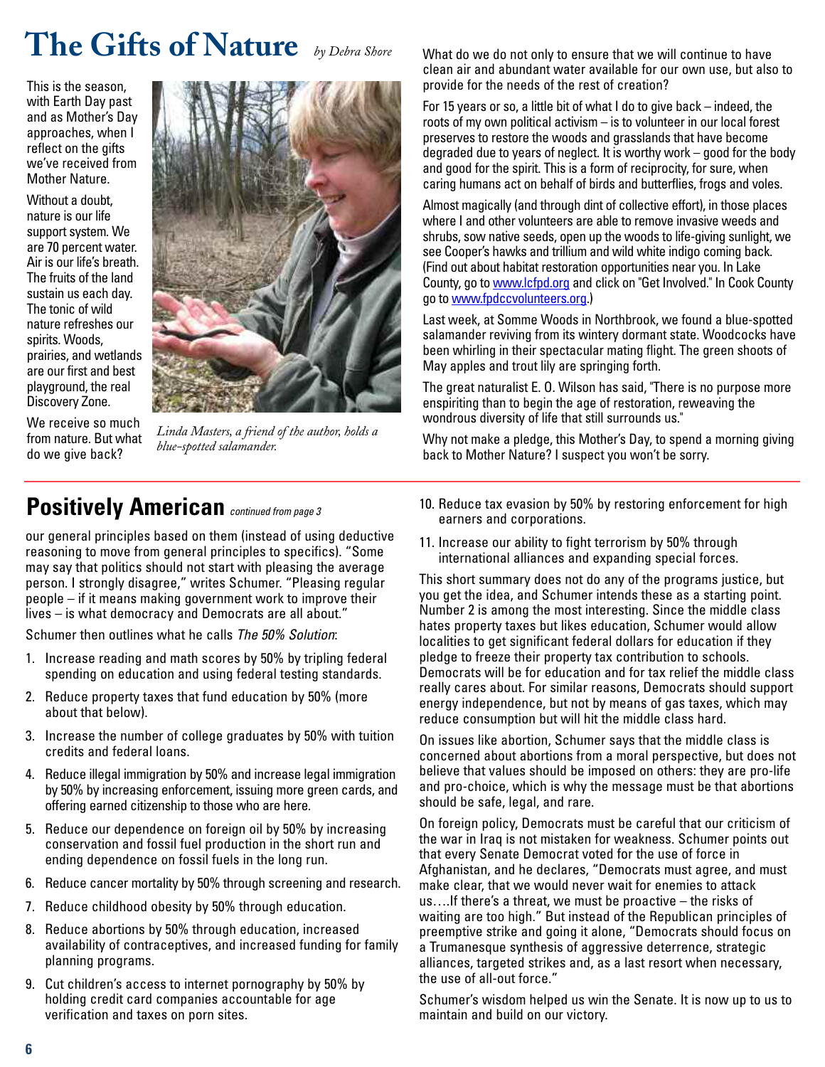# The Gifts of Nature *by Debra Shore*

This is the season, with Earth Day past and as Mother's Day approaches, when I reflect on the gifts we've received from Mother Nature.

Without a doubt, nature is our life support system. We are 70 percent water. Air is our life's breath. The fruits of the land sustain us each day. The tonic of wild nature refreshes our spirits. Woods, prairies, and wetlands are our first and best playground, the real Discovery Zone.

We receive so much from nature. But what do we give back?

*Linda Masters, a friend of the author, holds a blue-spotted salamander.*

What do we do not only to ensure that we will continue to have clean air and abundant water available for our own use, but also to provide for the needs of the rest of creation?

For 15 years or so, a little bit of what I do to give back – indeed, the roots of my own political activism – is to volunteer in our local forest preserves to restore the woods and grasslands that have become degraded due to years of neglect. It is worthy work – good for the body and good for the spirit. This is a form of reciprocity, for sure, when caring humans act on behalf of birds and butterflies, frogs and voles.

Almost magically (and through dint of collective effort), in those places where I and other volunteers are able to remove invasive weeds and shrubs, sow native seeds, open up the woods to life-giving sunlight, we see Cooper's hawks and trillium and wild white indigo coming back. (Find out about habitat restoration opportunities near you. In Lake County, go to www.lcfpd.org and click on "Get Involved." In Cook County go to www.fpdccvolunteers.org.)

Last week, at Somme Woods in Northbrook, we found a blue-spotted salamander reviving from its wintery dormant state. Woodcocks have been whirling in their spectacular mating flight. The green shoots of May apples and trout lily are springing forth.

The great naturalist E. O. Wilson has said, "There is no purpose more enspiriting than to begin the age of restoration, reweaving the wondrous diversity of life that still surrounds us."

Why not make a pledge, this Mother's Day, to spend a morning giving back to Mother Nature? I suspect you won't be sorry.

## Positively American *continued from page 3*

our general principles based on them (instead of using deductive reasoning to move from general principles to specifics). "Some may say that politics should not start with pleasing the average person. I strongly disagree," writes Schumer. "Pleasing regular people – if it means making government work to improve their lives – is what democracy and Democrats are all about."

Schumer then outlines what he calls *The 50% Solution*:

1. Increase reading and math scores by 50% by tripling federal spending on education and using federal testing standards.
2. Reduce property taxes that fund education by 50% (more about that below).
3. Increase the number of college graduates by 50% with tuition credits and federal loans.
4. Reduce illegal immigration by 50% and increase legal immigration by 50% by increasing enforcement, issuing more green cards, and offering earned citizenship to those who are here.
5. Reduce our dependence on foreign oil by 50% by increasing conservation and fossil fuel production in the short run and ending dependence on fossil fuels in the long run.
6. Reduce cancer mortality by 50% through screening and research.
7. Reduce childhood obesity by 50% through education.
8. Reduce abortions by 50% through education, increased availability of contraceptives, and increased funding for family planning programs.
9. Cut children's access to internet pornography by 50% by holding credit card companies accountable for age verification and taxes on porn sites.
10. Reduce tax evasion by 50% by restoring enforcement for high earners and corporations.
11. Increase our ability to fight terrorism by 50% through international alliances and expanding special forces.

This short summary does not do any of the programs justice, but you get the idea, and Schumer intends these as a starting point. Number 2 is among the most interesting. Since the middle class hates property taxes but likes education, Schumer would allow localities to get significant federal dollars for education if they pledge to freeze their property tax contribution to schools. Democrats will be for education and for tax relief the middle class really cares about. For similar reasons, Democrats should support energy independence, but not by means of gas taxes, which may reduce consumption but will hit the middle class hard.

On issues like abortion, Schumer says that the middle class is concerned about abortions from a moral perspective, but does not believe that values should be imposed on others: they are pro-life and pro-choice, which is why the message must be that abortions should be safe, legal, and rare.

On foreign policy, Democrats must be careful that our criticism of the war in Iraq is not mistaken for weakness. Schumer points out that every Senate Democrat voted for the use of force in Afghanistan, and he declares, "Democrats must agree, and must make clear, that we would never wait for enemies to attack us….If there's a threat, we must be proactive – the risks of waiting are too high." But instead of the Republican principles of preemptive strike and going it alone, "Democrats should focus on a Trumanesque synthesis of aggressive deterrence, strategic alliances, targeted strikes and, as a last resort when necessary, the use of all-out force."

Schumer's wisdom helped us win the Senate. It is now up to us to maintain and build on our victory.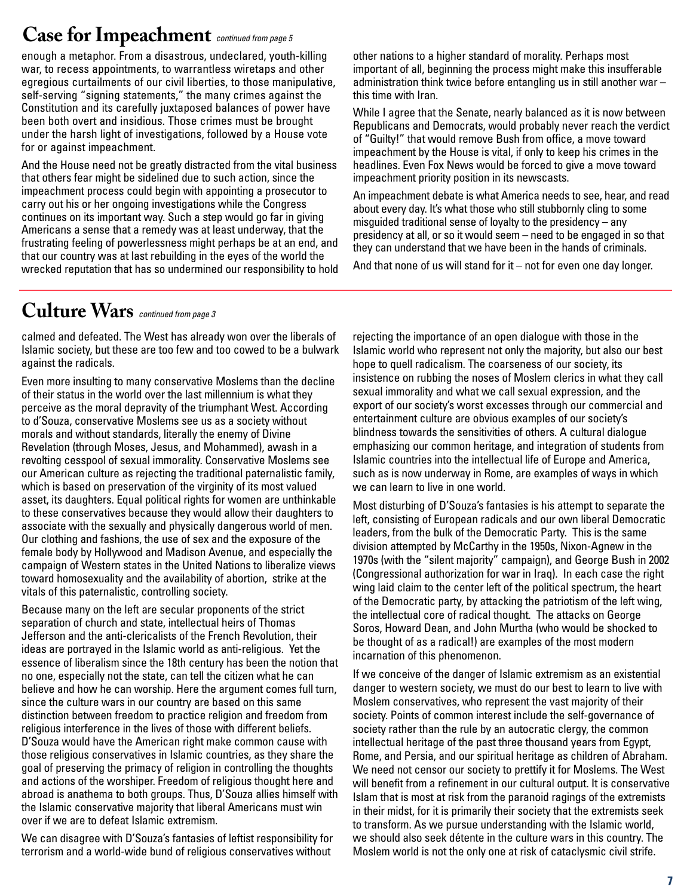# Case for Impeachment *continued from page 5*

enough a metaphor. From a disastrous, undeclared, youth-killing war, to recess appointments, to warrantless wiretaps and other egregious curtailments of our civil liberties, to those manipulative, self-serving "signing statements," the many crimes against the Constitution and its carefully juxtaposed balances of power have been both overt and insidious. Those crimes must be brought under the harsh light of investigations, followed by a House vote for or against impeachment.

And the House need not be greatly distracted from the vital business that others fear might be sidelined due to such action, since the impeachment process could begin with appointing a prosecutor to carry out his or her ongoing investigations while the Congress continues on its important way. Such a step would go far in giving Americans a sense that a remedy was at least underway, that the frustrating feeling of powerlessness might perhaps be at an end, and that our country was at last rebuilding in the eyes of the world the wrecked reputation that has so undermined our responsibility to hold other nations to a higher standard of morality. Perhaps most important of all, beginning the process might make this insufferable administration think twice before entangling us in still another war – this time with Iran.

While I agree that the Senate, nearly balanced as it is now between Republicans and Democrats, would probably never reach the verdict of "Guilty!" that would remove Bush from office, a move toward impeachment by the House is vital, if only to keep his crimes in the headlines. Even Fox News would be forced to give a move toward impeachment priority position in its newscasts.

An impeachment debate is what America needs to see, hear, and read about every day. It's what those who still stubbornly cling to some misguided traditional sense of loyalty to the presidency – any presidency at all, or so it would seem – need to be engaged in so that they can understand that we have been in the hands of criminals.

And that none of us will stand for it – not for even one day longer.

# Culture Wars *continued from page 3*

calmed and defeated. The West has already won over the liberals of Islamic society, but these are too few and too cowed to be a bulwark against the radicals.

Even more insulting to many conservative Moslems than the decline of their status in the world over the last millennium is what they perceive as the moral depravity of the triumphant West. According to d'Souza, conservative Moslems see us as a society without morals and without standards, literally the enemy of Divine Revelation (through Moses, Jesus, and Mohammed), awash in a revolting cesspool of sexual immorality. Conservative Moslems see our American culture as rejecting the traditional paternalistic family, which is based on preservation of the virginity of its most valued asset, its daughters. Equal political rights for women are unthinkable to these conservatives because they would allow their daughters to associate with the sexually and physically dangerous world of men. Our clothing and fashions, the use of sex and the exposure of the female body by Hollywood and Madison Avenue, and especially the campaign of Western states in the United Nations to liberalize views toward homosexuality and the availability of abortion, strike at the vitals of this paternalistic, controlling society.

Because many on the left are secular proponents of the strict separation of church and state, intellectual heirs of Thomas Jefferson and the anti-clericalists of the French Revolution, their ideas are portrayed in the Islamic world as anti-religious. Yet the essence of liberalism since the 18th century has been the notion that no one, especially not the state, can tell the citizen what he can believe and how he can worship. Here the argument comes full turn, since the culture wars in our country are based on this same distinction between freedom to practice religion and freedom from religious interference in the lives of those with different beliefs. D'Souza would have the American right make common cause with those religious conservatives in Islamic countries, as they share the goal of preserving the primacy of religion in controlling the thoughts and actions of the worshiper. Freedom of religious thought here and abroad is anathema to both groups. Thus, D'Souza allies himself with the Islamic conservative majority that liberal Americans must win over if we are to defeat Islamic extremism.

We can disagree with D'Souza's fantasies of leftist responsibility for terrorism and a world-wide bund of religious conservatives without rejecting the importance of an open dialogue with those in the Islamic world who represent not only the majority, but also our best hope to quell radicalism. The coarseness of our society, its insistence on rubbing the noses of Moslem clerics in what they call sexual immorality and what we call sexual expression, and the export of our society's worst excesses through our commercial and entertainment culture are obvious examples of our society's blindness towards the sensitivities of others. A cultural dialogue emphasizing our common heritage, and integration of students from Islamic countries into the intellectual life of Europe and America, such as is now underway in Rome, are examples of ways in which we can learn to live in one world.

Most disturbing of D'Souza's fantasies is his attempt to separate the left, consisting of European radicals and our own liberal Democratic leaders, from the bulk of the Democratic Party. This is the same division attempted by McCarthy in the 1950s, Nixon-Agnew in the 1970s (with the "silent majority" campaign), and George Bush in 2002 (Congressional authorization for war in Iraq). In each case the right wing laid claim to the center left of the political spectrum, the heart of the Democratic party, by attacking the patriotism of the left wing, the intellectual core of radical thought. The attacks on George Soros, Howard Dean, and John Murtha (who would be shocked to be thought of as a radical!) are examples of the most modern incarnation of this phenomenon.

If we conceive of the danger of Islamic extremism as an existential danger to western society, we must do our best to learn to live with Moslem conservatives, who represent the vast majority of their society. Points of common interest include the self-governance of society rather than the rule by an autocratic clergy, the common intellectual heritage of the past three thousand years from Egypt, Rome, and Persia, and our spiritual heritage as children of Abraham. We need not censor our society to prettify it for Moslems. The West will benefit from a refinement in our cultural output. It is conservative Islam that is most at risk from the paranoid ragings of the extremists in their midst, for it is primarily their society that the extremists seek to transform. As we pursue understanding with the Islamic world, we should also seek détente in the culture wars in this country. The Moslem world is not the only one at risk of cataclysmic civil strife.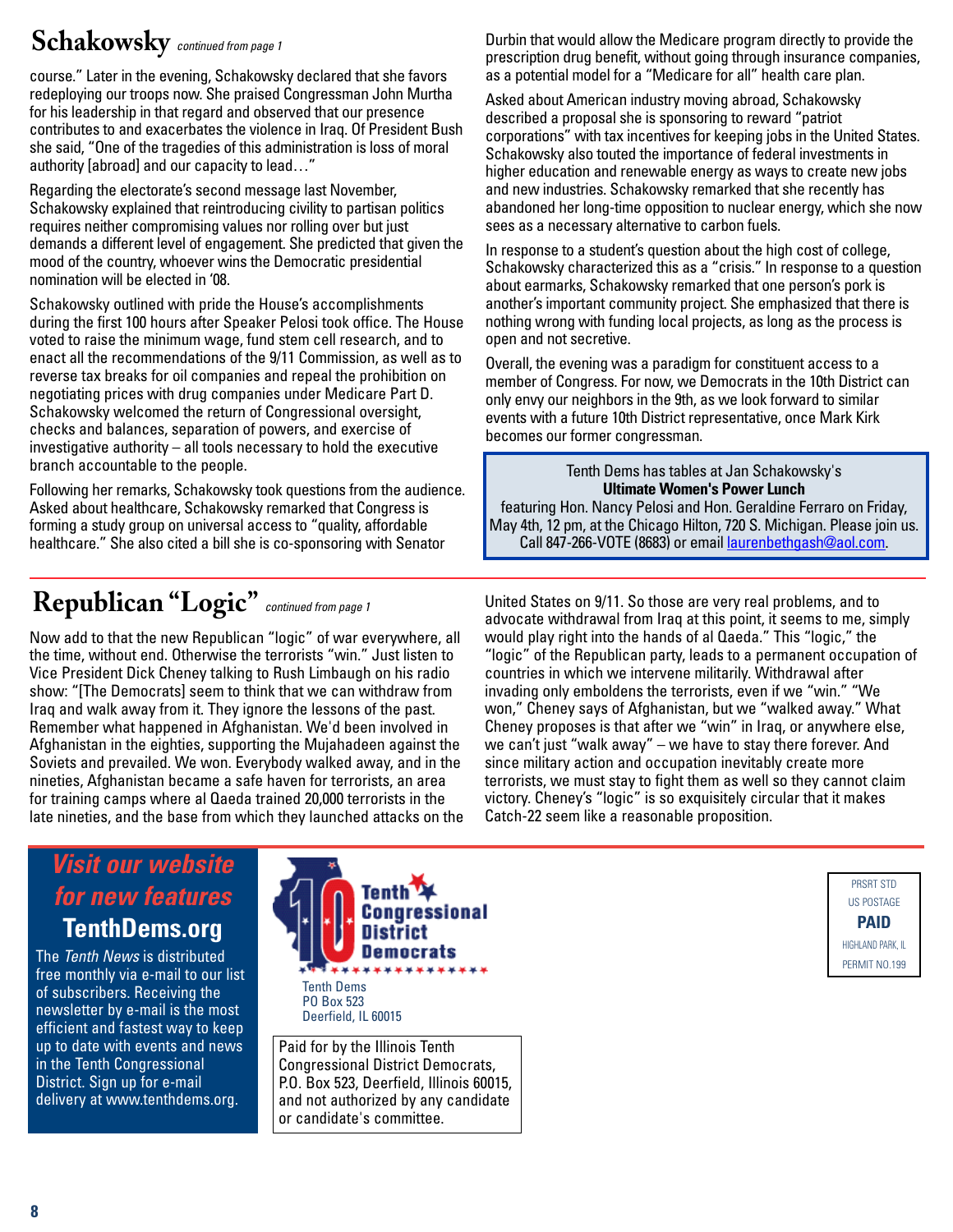## Schakowsky *continued from page 1*

course." Later in the evening, Schakowsky declared that she favors redeploying our troops now. She praised Congressman John Murtha for his leadership in that regard and observed that our presence contributes to and exacerbates the violence in Iraq. Of President Bush she said, "One of the tragedies of this administration is loss of moral authority [abroad] and our capacity to lead…"

Regarding the electorate's second message last November, Schakowsky explained that reintroducing civility to partisan politics requires neither compromising values nor rolling over but just demands a different level of engagement. She predicted that given the mood of the country, whoever wins the Democratic presidential nomination will be elected in '08.

Schakowsky outlined with pride the House's accomplishments during the first 100 hours after Speaker Pelosi took office. The House voted to raise the minimum wage, fund stem cell research, and to enact all the recommendations of the 9/11 Commission, as well as to reverse tax breaks for oil companies and repeal the prohibition on negotiating prices with drug companies under Medicare Part D. Schakowsky welcomed the return of Congressional oversight, checks and balances, separation of powers, and exercise of investigative authority – all tools necessary to hold the executive branch accountable to the people.

Following her remarks, Schakowsky took questions from the audience. Asked about healthcare, Schakowsky remarked that Congress is forming a study group on universal access to "quality, affordable healthcare." She also cited a bill she is co-sponsoring with Senator Durbin that would allow the Medicare program directly to provide the prescription drug benefit, without going through insurance companies, as a potential model for a "Medicare for all" health care plan.

Asked about American industry moving abroad, Schakowsky described a proposal she is sponsoring to reward "patriot corporations" with tax incentives for keeping jobs in the United States. Schakowsky also touted the importance of federal investments in higher education and renewable energy as ways to create new jobs and new industries. Schakowsky remarked that she recently has abandoned her long-time opposition to nuclear energy, which she now sees as a necessary alternative to carbon fuels.

In response to a student's question about the high cost of college, Schakowsky characterized this as a "crisis." In response to a question about earmarks, Schakowsky remarked that one person's pork is another's important community project. She emphasized that there is nothing wrong with funding local projects, as long as the process is open and not secretive.

Overall, the evening was a paradigm for constituent access to a member of Congress. For now, we Democrats in the 10th District can only envy our neighbors in the 9th, as we look forward to similar events with a future 10th District representative, once Mark Kirk becomes our former congressman.

Tenth Dems has tables at Jan Schakowsky's
**Ultimate Women's Power Lunch**
featuring Hon. Nancy Pelosi and Hon. Geraldine Ferraro on Friday, May 4th, 12 pm, at the Chicago Hilton, 720 S. Michigan. Please join us. Call 847-266-VOTE (8683) or email laurenbethgash@aol.com.

## Republican "Logic" *continued from page 1*

Now add to that the new Republican "logic" of war everywhere, all the time, without end. Otherwise the terrorists "win." Just listen to Vice President Dick Cheney talking to Rush Limbaugh on his radio show: "[The Democrats] seem to think that we can withdraw from Iraq and walk away from it. They ignore the lessons of the past. Remember what happened in Afghanistan. We'd been involved in Afghanistan in the eighties, supporting the Mujahadeen against the Soviets and prevailed. We won. Everybody walked away, and in the nineties, Afghanistan became a safe haven for terrorists, an area for training camps where al Qaeda trained 20,000 terrorists in the late nineties, and the base from which they launched attacks on the United States on 9/11. So those are very real problems, and to advocate withdrawal from Iraq at this point, it seems to me, simply would play right into the hands of al Qaeda." This "logic," the "logic" of the Republican party, leads to a permanent occupation of countries in which we intervene militarily. Withdrawal after invading only emboldens the terrorists, even if we "win." "We won," Cheney says of Afghanistan, but we "walked away." What Cheney proposes is that after we "win" in Iraq, or anywhere else, we can't just "walk away" – we have to stay there forever. And since military action and occupation inevitably create more terrorists, we must stay to fight them as well so they cannot claim victory. Cheney's "logic" is so exquisitely circular that it makes Catch-22 seem like a reasonable proposition.

***Visit our website for new features***
**TenthDems.org**

The *Tenth News* is distributed free monthly via e-mail to our list of subscribers. Receiving the newsletter by e-mail is the most efficient and fastest way to keep up to date with events and news in the Tenth Congressional District. Sign up for e-mail delivery at www.tenthdems.org.

Tenth Congressional District Democrats

Tenth Dems
PO Box 523
Deerfield, IL 60015

Paid for by the Illinois Tenth Congressional District Democrats, P.O. Box 523, Deerfield, Illinois 60015, and not authorized by any candidate or candidate's committee.

PRSRT STD
US POSTAGE
**PAID**
HIGHLAND PARK, IL
PERMIT NO.199